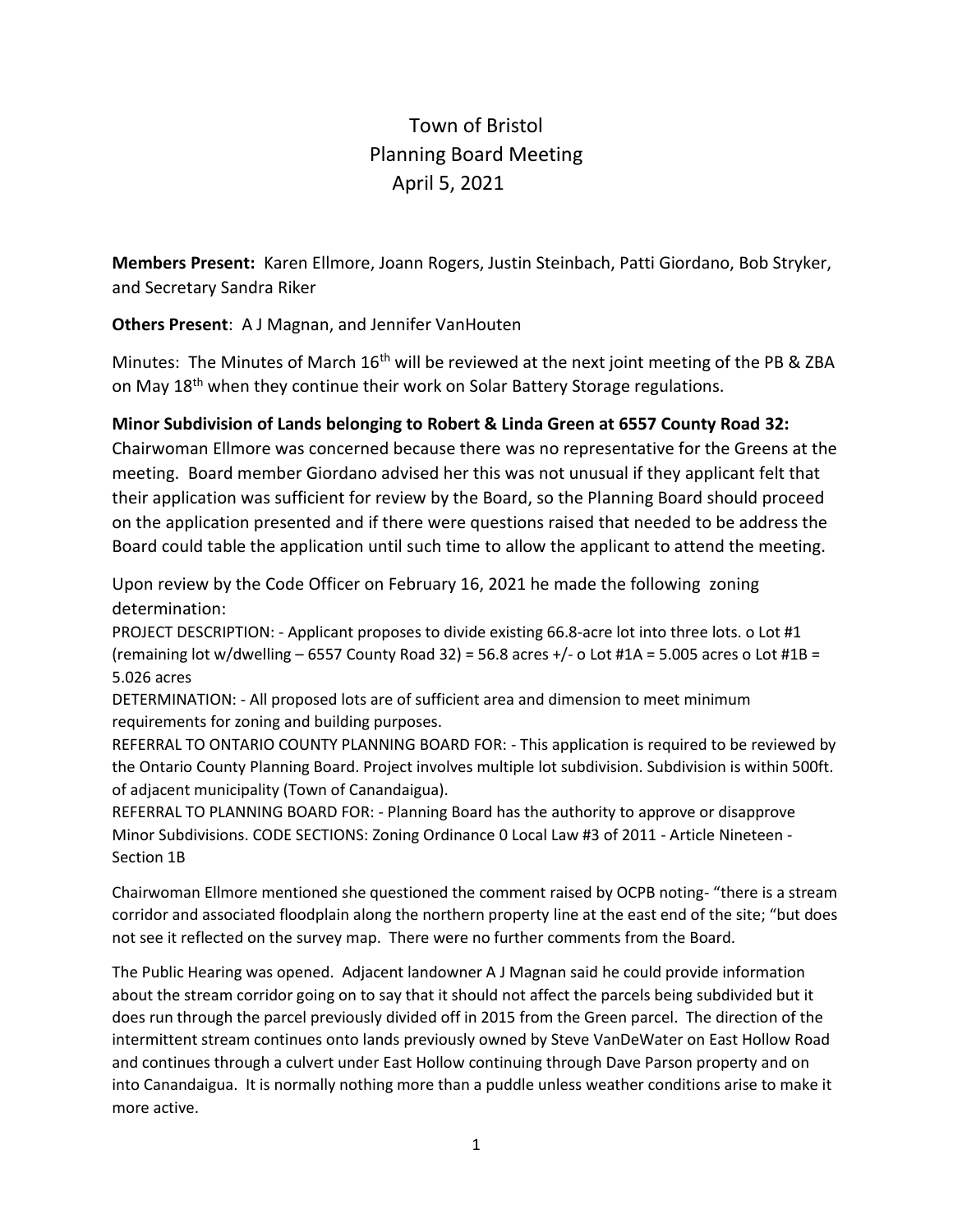# Town of Bristol
## Planning Board Meeting
### April 5, 2021

**Members Present:** Karen Ellmore, Joann Rogers, Justin Steinbach, Patti Giordano, Bob Stryker, and Secretary Sandra Riker

**Others Present**: A J Magnan, and Jennifer VanHouten

Minutes: The Minutes of March 16th will be reviewed at the next joint meeting of the PB & ZBA on May 18th when they continue their work on Solar Battery Storage regulations.

**Minor Subdivision of Lands belonging to Robert & Linda Green at 6557 County Road 32:**
Chairwoman Ellmore was concerned because there was no representative for the Greens at the meeting. Board member Giordano advised her this was not unusual if they applicant felt that their application was sufficient for review by the Board, so the Planning Board should proceed on the application presented and if there were questions raised that needed to be address the Board could table the application until such time to allow the applicant to attend the meeting.

Upon review by the Code Officer on February 16, 2021 he made the following zoning determination:

PROJECT DESCRIPTION: - Applicant proposes to divide existing 66.8-acre lot into three lots. o Lot #1 (remaining lot w/dwelling – 6557 County Road 32) = 56.8 acres +/- o Lot #1A = 5.005 acres o Lot #1B = 5.026 acres

DETERMINATION: - All proposed lots are of sufficient area and dimension to meet minimum requirements for zoning and building purposes.

REFERRAL TO ONTARIO COUNTY PLANNING BOARD FOR: - This application is required to be reviewed by the Ontario County Planning Board. Project involves multiple lot subdivision. Subdivision is within 500ft. of adjacent municipality (Town of Canandaigua).

REFERRAL TO PLANNING BOARD FOR: - Planning Board has the authority to approve or disapprove Minor Subdivisions. CODE SECTIONS: Zoning Ordinance 0 Local Law #3 of 2011 - Article Nineteen - Section 1B

Chairwoman Ellmore mentioned she questioned the comment raised by OCPB noting- "there is a stream corridor and associated floodplain along the northern property line at the east end of the site; "but does not see it reflected on the survey map. There were no further comments from the Board.

The Public Hearing was opened. Adjacent landowner A J Magnan said he could provide information about the stream corridor going on to say that it should not affect the parcels being subdivided but it does run through the parcel previously divided off in 2015 from the Green parcel. The direction of the intermittent stream continues onto lands previously owned by Steve VanDeWater on East Hollow Road and continues through a culvert under East Hollow continuing through Dave Parson property and on into Canandaigua. It is normally nothing more than a puddle unless weather conditions arise to make it more active.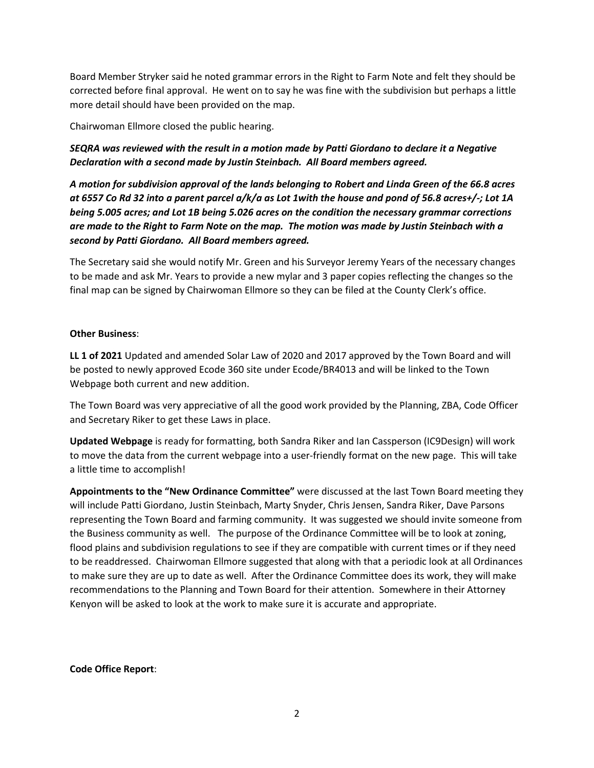Board Member Stryker said he noted grammar errors in the Right to Farm Note and felt they should be corrected before final approval. He went on to say he was fine with the subdivision but perhaps a little more detail should have been provided on the map.

Chairwoman Ellmore closed the public hearing.

***SEQRA was reviewed with the result in a motion made by Patti Giordano to declare it a Negative Declaration with a second made by Justin Steinbach. All Board members agreed.***

***A motion for subdivision approval of the lands belonging to Robert and Linda Green of the 66.8 acres at 6557 Co Rd 32 into a parent parcel a/k/a as Lot 1with the house and pond of 56.8 acres+/-; Lot 1A being 5.005 acres; and Lot 1B being 5.026 acres on the condition the necessary grammar corrections are made to the Right to Farm Note on the map. The motion was made by Justin Steinbach with a second by Patti Giordano. All Board members agreed.***

The Secretary said she would notify Mr. Green and his Surveyor Jeremy Years of the necessary changes to be made and ask Mr. Years to provide a new mylar and 3 paper copies reflecting the changes so the final map can be signed by Chairwoman Ellmore so they can be filed at the County Clerk's office.

**Other Business**:

**LL 1 of 2021** Updated and amended Solar Law of 2020 and 2017 approved by the Town Board and will be posted to newly approved Ecode 360 site under Ecode/BR4013 and will be linked to the Town Webpage both current and new addition.

The Town Board was very appreciative of all the good work provided by the Planning, ZBA, Code Officer and Secretary Riker to get these Laws in place.

**Updated Webpage** is ready for formatting, both Sandra Riker and Ian Cassperson (IC9Design) will work to move the data from the current webpage into a user-friendly format on the new page. This will take a little time to accomplish!

**Appointments to the "New Ordinance Committee"** were discussed at the last Town Board meeting they will include Patti Giordano, Justin Steinbach, Marty Snyder, Chris Jensen, Sandra Riker, Dave Parsons representing the Town Board and farming community. It was suggested we should invite someone from the Business community as well. The purpose of the Ordinance Committee will be to look at zoning, flood plains and subdivision regulations to see if they are compatible with current times or if they need to be readdressed. Chairwoman Ellmore suggested that along with that a periodic look at all Ordinances to make sure they are up to date as well. After the Ordinance Committee does its work, they will make recommendations to the Planning and Town Board for their attention. Somewhere in their Attorney Kenyon will be asked to look at the work to make sure it is accurate and appropriate.

**Code Office Report**: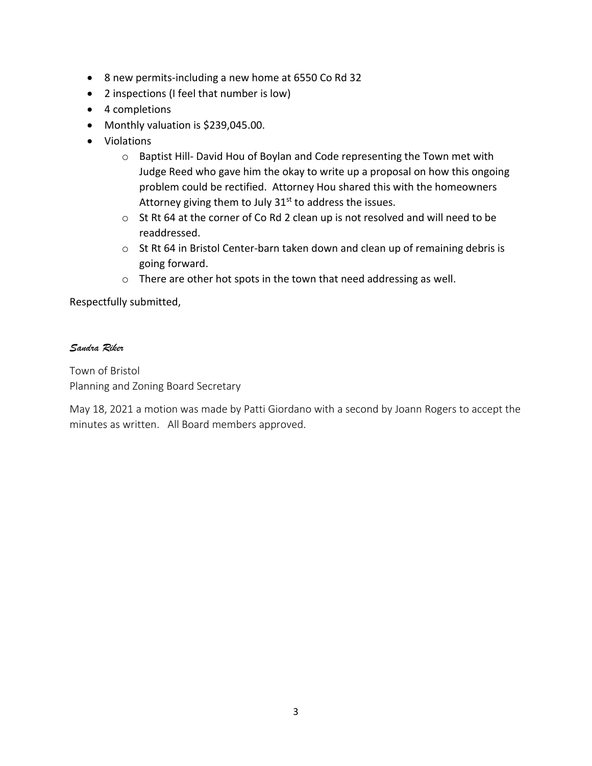- 8 new permits-including a new home at 6550 Co Rd 32
- 2 inspections (I feel that number is low)
- 4 completions
- Monthly valuation is $239,045.00.
- Violations
  - Baptist Hill- David Hou of Boylan and Code representing the Town met with Judge Reed who gave him the okay to write up a proposal on how this ongoing problem could be rectified. Attorney Hou shared this with the homeowners Attorney giving them to July 31st to address the issues.
  - St Rt 64 at the corner of Co Rd 2 clean up is not resolved and will need to be readdressed.
  - St Rt 64 in Bristol Center-barn taken down and clean up of remaining debris is going forward.
  - There are other hot spots in the town that need addressing as well.

Respectfully submitted,

*Sandra Riker*

Town of Bristol
Planning and Zoning Board Secretary

May 18, 2021 a motion was made by Patti Giordano with a second by Joann Rogers to accept the minutes as written. All Board members approved.